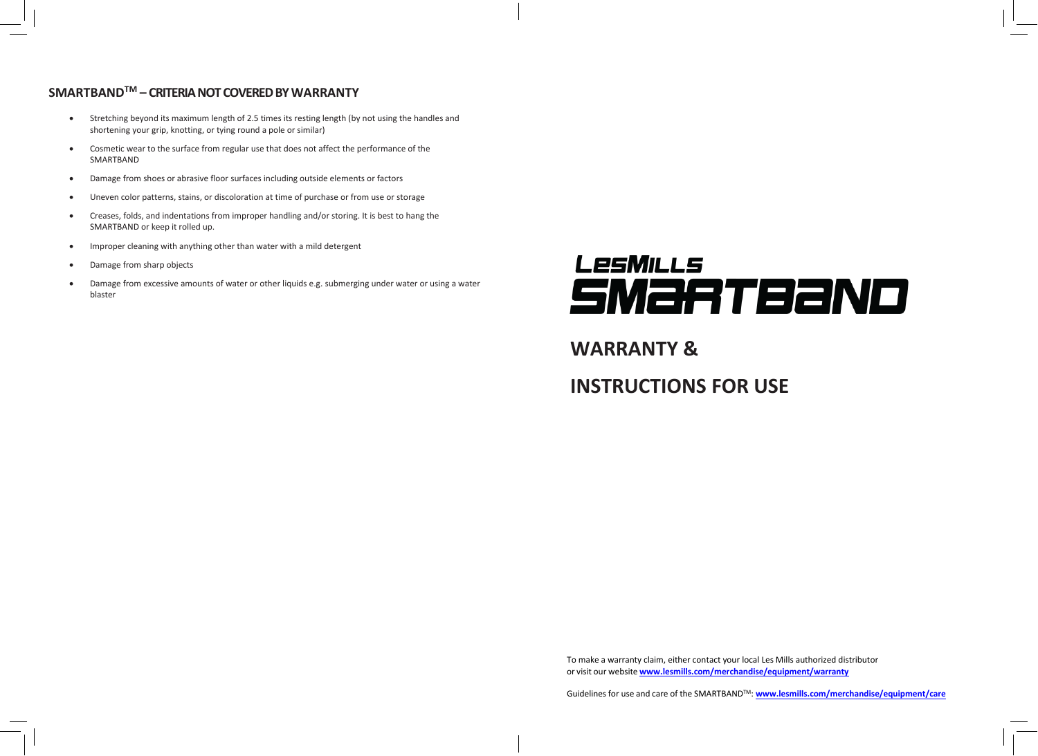## SMARTBAND™ – CRITERIA NOT COVERED BY WARRANTY

- Stretching beyond its maximum length of 2.5 times its resting length (by not using the handles and shortening your grip, knotting, or tying round a pole or similar)
- Cosmetic wear to the surface from regular use that does not affect the performance of the SMARTBAND
- Damage from shoes or abrasive floor surfaces including outside elements or factors
- Uneven color patterns, stains, or discoloration at time of purchase or from use or storage
- Creases, folds, and indentations from improper handling and/or storing. It is best to hang the SMARTBAND or keep it rolled up.
- Improper cleaning with anything other than water with a mild detergent
- Damage from sharp objects
- Damage from excessive amounts of water or other liquids e.g. submerging under water or using a water blaster

# LESMILLS SMARTBAND

# WARRANTY &

# INSTRUCTIONS FOR USE

To make a warranty claim, either contact your local Les Mills authorized distributor or visit our website **www.lesmills.com/merchandise/equipment/warranty**

Guidelines for use and care of the SMARTBAND™: **www.lesmills.com/merchandise/equipment/care**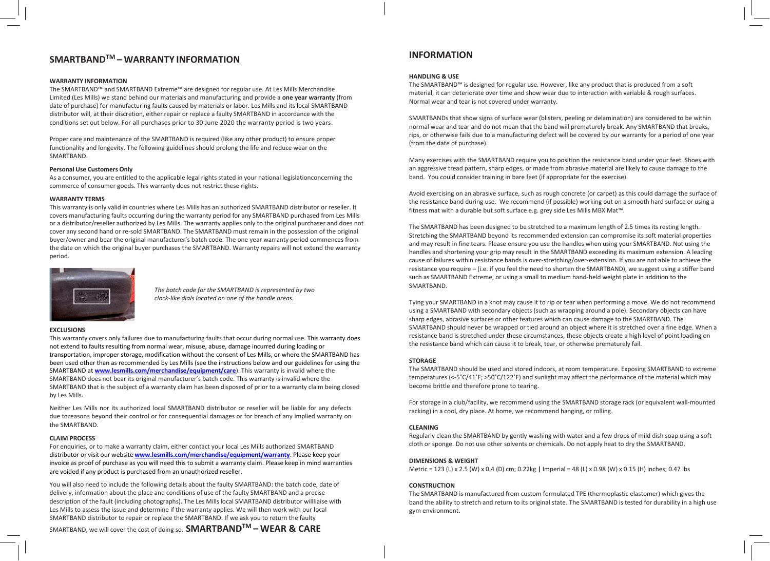## SMARTBAND™ – WARRANTY INFORMATION

**WARRANTY INFORMATION**

The SMARTBAND™ and SMARTBAND Extreme™ are designed for regular use. At Les Mills Merchandise Limited (Les Mills) we stand behind our materials and manufacturing and provide a **one year warranty** (from date of purchase) for manufacturing faults caused by materials or labor. Les Mills and its local SMARTBAND distributor will, at their discretion, either repair or replace a faulty SMARTBAND in accordance with the conditions set out below. For all purchases prior to 30 June 2020 the warranty period is two years.

Proper care and maintenance of the SMARTBAND is required (like any other product) to ensure proper functionality and longevity. The following guidelines should prolong the life and reduce wear on the SMARTBAND.

**Personal Use Customers Only**

As a consumer, you are entitled to the applicable legal rights stated in your national legislationconcerning the commerce of consumer goods. This warranty does not restrict these rights.

**WARRANTY TERMS**

This warranty is only valid in countries where Les Mills has an authorized SMARTBAND distributor or reseller. It covers manufacturing faults occurring during the warranty period for any SMARTBAND purchased from Les Mills or a distributor/reseller authorized by Les Mills. The warranty applies only to the original purchaser and does not cover any second hand or re-sold SMARTBAND. The SMARTBAND must remain in the possession of the original buyer/owner and bear the original manufacturer's batch code. The one year warranty period commences from the date on which the original buyer purchases the SMARTBAND. Warranty repairs will not extend the warranty period.

*The batch code for the SMARTBAND is represented by two clock-like dials located on one of the handle areas.*

**EXCLUSIONS**

This warranty covers only failures due to manufacturing faults that occur during normal use. This warranty does not extend to faults resulting from normal wear, misuse, abuse, damage incurred during loading or transportation, improper storage, modification without the consent of Les Mills, or where the SMARTBAND has been used other than as recommended by Les Mills (see the instructions below and our guidelines for using the SMARTBAND at **www.lesmills.com/merchandise/equipment/care**). This warranty is invalid where the SMARTBAND does not bear its original manufacturer's batch code. This warranty is invalid where the SMARTBAND that is the subject of a warranty claim has been disposed of prior to a warranty claim being closed by Les Mills.

Neither Les Mills nor its authorized local SMARTBAND distributor or reseller will be liable for any defects due toreasons beyond their control or for consequential damages or for breach of any implied warranty on the SMARTBAND.

**CLAIM PROCESS**

For enquiries, or to make a warranty claim, either contact your local Les Mills authorized SMARTBAND distributor or visit our website **www.lesmills.com/merchandise/equipment/warranty**. Please keep your invoice as proof of purchase as you will need this to submit a warranty claim. Please keep in mind warranties are voided if any product is purchased from an unauthorized reseller.

You will also need to include the following details about the faulty SMARTBAND: the batch code, date of delivery, information about the place and conditions of use of the faulty SMARTBAND and a precise description of the fault (including photographs). The Les Mills local SMARTBAND distributor willliaise with Les Mills to assess the issue and determine if the warranty applies. We will then work with our local SMARTBAND distributor to repair or replace the SMARTBAND. If we ask you to return the faulty SMARTBAND, we will cover the cost of doing so.

## SMARTBAND™ – WEAR & CARE

## INFORMATION

**HANDLING & USE**

The SMARTBAND™ is designed for regular use. However, like any product that is produced from a soft material, it can deteriorate over time and show wear due to interaction with variable & rough surfaces. Normal wear and tear is not covered under warranty.

SMARTBANDs that show signs of surface wear (blisters, peeling or delamination) are considered to be within normal wear and tear and do not mean that the band will prematurely break. Any SMARTBAND that breaks, rips, or otherwise fails due to a manufacturing defect will be covered by our warranty for a period of one year (from the date of purchase).

Many exercises with the SMARTBAND require you to position the resistance band under your feet. Shoes with an aggressive tread pattern, sharp edges, or made from abrasive material are likely to cause damage to the band. You could consider training in bare feet (if appropriate for the exercise).

Avoid exercising on an abrasive surface, such as rough concrete (or carpet) as this could damage the surface of the resistance band during use. We recommend (if possible) working out on a smooth hard surface or using a fitness mat with a durable but soft surface e.g. grey side Les Mills MBX Mat™.

The SMARTBAND has been designed to be stretched to a maximum length of 2.5 times its resting length. Stretching the SMARTBAND beyond its recommended extension can compromise its soft material properties and may result in fine tears. Please ensure you use the handles when using your SMARTBAND. Not using the handles and shortening your grip may result in the SMARTBAND exceeding its maximum extension. A leading cause of failures within resistance bands is over-stretching/over-extension. If you are not able to achieve the resistance you require – (i.e. if you feel the need to shorten the SMARTBAND), we suggest using a stiffer band such as SMARTBAND Extreme, or using a small to medium hand-held weight plate in addition to the SMARTBAND.

Tying your SMARTBAND in a knot may cause it to rip or tear when performing a move. We do not recommend using a SMARTBAND with secondary objects (such as wrapping around a pole). Secondary objects can have sharp edges, abrasive surfaces or other features which can cause damage to the SMARTBAND. The SMARTBAND should never be wrapped or tied around an object where it is stretched over a fine edge. When a resistance band is stretched under these circumstances, these objects create a high level of point loading on the resistance band which can cause it to break, tear, or otherwise prematurely fail.

**STORAGE**

The SMARTBAND should be used and stored indoors, at room temperature. Exposing SMARTBAND to extreme temperatures (<-5˚C/41˚F; >50˚C/122˚F) and sunlight may affect the performance of the material which may become brittle and therefore prone to tearing.

For storage in a club/facility, we recommend using the SMARTBAND storage rack (or equivalent wall-mounted racking) in a cool, dry place. At home, we recommend hanging, or rolling.

**CLEANING**

Regularly clean the SMARTBAND by gently washing with water and a few drops of mild dish soap using a soft cloth or sponge. Do not use other solvents or chemicals. Do not apply heat to dry the SMARTBAND.

**DIMENSIONS & WEIGHT**

Metric = 123 (L) x 2.5 (W) x 0.4 (D) cm; 0.22kg **|** Imperial = 48 (L) x 0.98 (W) x 0.15 (H) inches; 0.47 lbs

**CONSTRUCTION**

The SMARTBAND is manufactured from custom formulated TPE (thermoplastic elastomer) which gives the band the ability to stretch and return to its original state. The SMARTBAND is tested for durability in a high use gym environment.